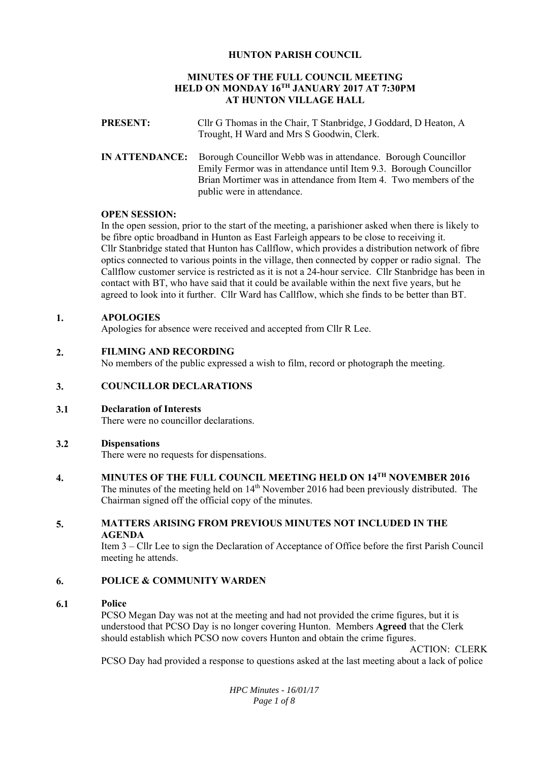# HUNTON PARISH COUNCIL

## MINUTES OF THE FULL COUNCIL MEETING HELD ON MONDAY 16TH JANUARY 2017 AT 7:30PM AT HUNTON VILLAGE HALL

**PRESENT:** Cllr G Thomas in the Chair, T Stanbridge, J Goddard, D Heaton, A Trought, H Ward and Mrs S Goodwin, Clerk.

**IN ATTENDANCE:** Borough Councillor Webb was in attendance. Borough Councillor Emily Fermor was in attendance until Item 9.3. Borough Councillor Brian Mortimer was in attendance from Item 4. Two members of the public were in attendance.

**OPEN SESSION:**
In the open session, prior to the start of the meeting, a parishioner asked when there is likely to be fibre optic broadband in Hunton as East Farleigh appears to be close to receiving it. Cllr Stanbridge stated that Hunton has Callflow, which provides a distribution network of fibre optics connected to various points in the village, then connected by copper or radio signal. The Callflow customer service is restricted as it is not a 24-hour service. Cllr Stanbridge has been in contact with BT, who have said that it could be available within the next five years, but he agreed to look into it further. Cllr Ward has Callflow, which she finds to be better than BT.

### 1. APOLOGIES
Apologies for absence were received and accepted from Cllr R Lee.

### 2. FILMING AND RECORDING
No members of the public expressed a wish to film, record or photograph the meeting.

### 3. COUNCILLOR DECLARATIONS

#### 3.1 Declaration of Interests
There were no councillor declarations.

#### 3.2 Dispensations
There were no requests for dispensations.

### 4. MINUTES OF THE FULL COUNCIL MEETING HELD ON 14TH NOVEMBER 2016
The minutes of the meeting held on 14th November 2016 had been previously distributed. The Chairman signed off the official copy of the minutes.

### 5. MATTERS ARISING FROM PREVIOUS MINUTES NOT INCLUDED IN THE AGENDA
Item 3 – Cllr Lee to sign the Declaration of Acceptance of Office before the first Parish Council meeting he attends.

### 6. POLICE & COMMUNITY WARDEN

#### 6.1 Police
PCSO Megan Day was not at the meeting and had not provided the crime figures, but it is understood that PCSO Day is no longer covering Hunton. Members **Agreed** that the Clerk should establish which PCSO now covers Hunton and obtain the crime figures.

ACTION: CLERK

PCSO Day had provided a response to questions asked at the last meeting about a lack of police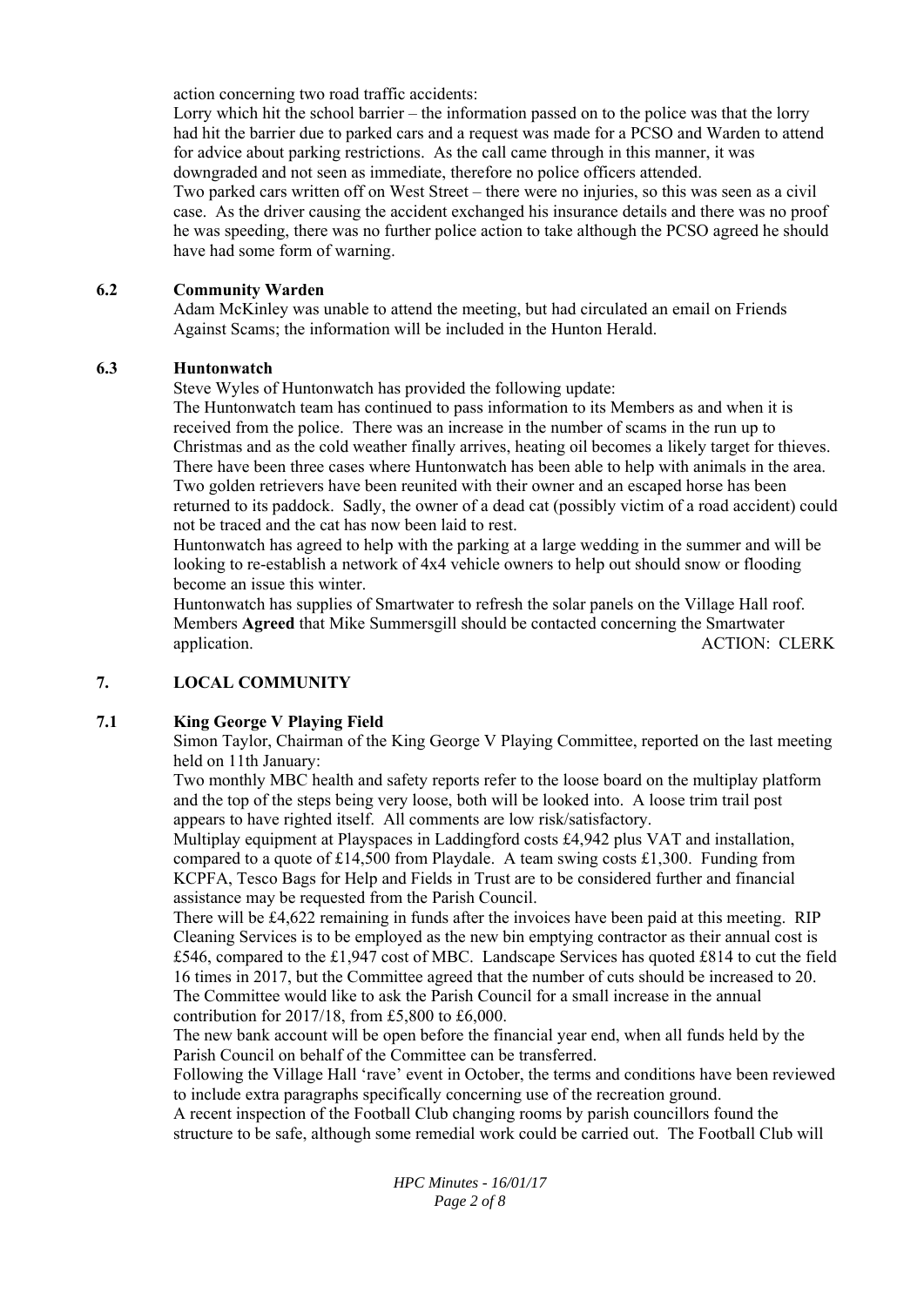action concerning two road traffic accidents:

Lorry which hit the school barrier – the information passed on to the police was that the lorry had hit the barrier due to parked cars and a request was made for a PCSO and Warden to attend for advice about parking restrictions. As the call came through in this manner, it was downgraded and not seen as immediate, therefore no police officers attended.

Two parked cars written off on West Street – there were no injuries, so this was seen as a civil case. As the driver causing the accident exchanged his insurance details and there was no proof he was speeding, there was no further police action to take although the PCSO agreed he should have had some form of warning.

### 6.2 Community Warden

Adam McKinley was unable to attend the meeting, but had circulated an email on Friends Against Scams; the information will be included in the Hunton Herald.

### 6.3 Huntonwatch

Steve Wyles of Huntonwatch has provided the following update:

The Huntonwatch team has continued to pass information to its Members as and when it is received from the police. There was an increase in the number of scams in the run up to Christmas and as the cold weather finally arrives, heating oil becomes a likely target for thieves. There have been three cases where Huntonwatch has been able to help with animals in the area. Two golden retrievers have been reunited with their owner and an escaped horse has been returned to its paddock. Sadly, the owner of a dead cat (possibly victim of a road accident) could not be traced and the cat has now been laid to rest.

Huntonwatch has agreed to help with the parking at a large wedding in the summer and will be looking to re-establish a network of 4x4 vehicle owners to help out should snow or flooding become an issue this winter.

Huntonwatch has supplies of Smartwater to refresh the solar panels on the Village Hall roof. Members **Agreed** that Mike Summersgill should be contacted concerning the Smartwater application. ACTION: CLERK

## 7. LOCAL COMMUNITY

### 7.1 King George V Playing Field

Simon Taylor, Chairman of the King George V Playing Committee, reported on the last meeting held on 11th January:

Two monthly MBC health and safety reports refer to the loose board on the multiplay platform and the top of the steps being very loose, both will be looked into. A loose trim trail post appears to have righted itself. All comments are low risk/satisfactory.

Multiplay equipment at Playspaces in Laddingford costs £4,942 plus VAT and installation, compared to a quote of £14,500 from Playdale. A team swing costs £1,300. Funding from KCPFA, Tesco Bags for Help and Fields in Trust are to be considered further and financial assistance may be requested from the Parish Council.

There will be £4,622 remaining in funds after the invoices have been paid at this meeting. RIP Cleaning Services is to be employed as the new bin emptying contractor as their annual cost is £546, compared to the £1,947 cost of MBC. Landscape Services has quoted £814 to cut the field 16 times in 2017, but the Committee agreed that the number of cuts should be increased to 20. The Committee would like to ask the Parish Council for a small increase in the annual contribution for 2017/18, from £5,800 to £6,000.

The new bank account will be open before the financial year end, when all funds held by the Parish Council on behalf of the Committee can be transferred.

Following the Village Hall 'rave' event in October, the terms and conditions have been reviewed to include extra paragraphs specifically concerning use of the recreation ground.

A recent inspection of the Football Club changing rooms by parish councillors found the structure to be safe, although some remedial work could be carried out. The Football Club will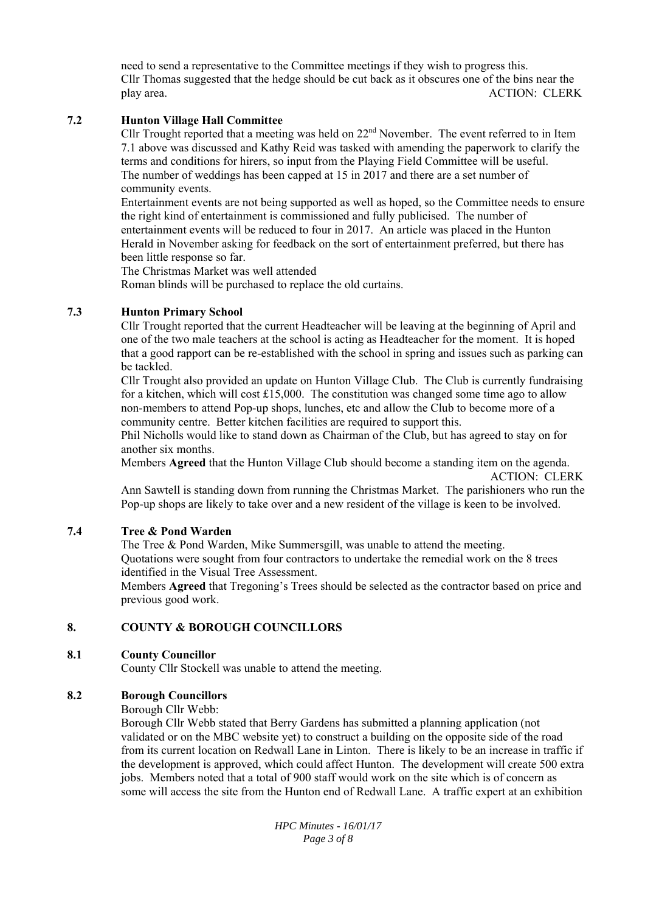need to send a representative to the Committee meetings if they wish to progress this.
Cllr Thomas suggested that the hedge should be cut back as it obscures one of the bins near the play area. ACTION: CLERK

### 7.2 Hunton Village Hall Committee

Cllr Trought reported that a meeting was held on 22nd November. The event referred to in Item 7.1 above was discussed and Kathy Reid was tasked with amending the paperwork to clarify the terms and conditions for hirers, so input from the Playing Field Committee will be useful.
The number of weddings has been capped at 15 in 2017 and there are a set number of community events.
Entertainment events are not being supported as well as hoped, so the Committee needs to ensure the right kind of entertainment is commissioned and fully publicised. The number of entertainment events will be reduced to four in 2017. An article was placed in the Hunton Herald in November asking for feedback on the sort of entertainment preferred, but there has been little response so far.
The Christmas Market was well attended
Roman blinds will be purchased to replace the old curtains.

### 7.3 Hunton Primary School

Cllr Trought reported that the current Headteacher will be leaving at the beginning of April and one of the two male teachers at the school is acting as Headteacher for the moment. It is hoped that a good rapport can be re-established with the school in spring and issues such as parking can be tackled.
Cllr Trought also provided an update on Hunton Village Club. The Club is currently fundraising for a kitchen, which will cost £15,000. The constitution was changed some time ago to allow non-members to attend Pop-up shops, lunches, etc and allow the Club to become more of a community centre. Better kitchen facilities are required to support this.
Phil Nicholls would like to stand down as Chairman of the Club, but has agreed to stay on for another six months.
Members **Agreed** that the Hunton Village Club should become a standing item on the agenda. ACTION: CLERK
Ann Sawtell is standing down from running the Christmas Market. The parishioners who run the Pop-up shops are likely to take over and a new resident of the village is keen to be involved.

### 7.4 Tree & Pond Warden

The Tree & Pond Warden, Mike Summersgill, was unable to attend the meeting.
Quotations were sought from four contractors to undertake the remedial work on the 8 trees identified in the Visual Tree Assessment.
Members **Agreed** that Tregoning's Trees should be selected as the contractor based on price and previous good work.

## 8. COUNTY & BOROUGH COUNCILLORS

### 8.1 County Councillor

County Cllr Stockell was unable to attend the meeting.

### 8.2 Borough Councillors

Borough Cllr Webb:
Borough Cllr Webb stated that Berry Gardens has submitted a planning application (not validated or on the MBC website yet) to construct a building on the opposite side of the road from its current location on Redwall Lane in Linton. There is likely to be an increase in traffic if the development is approved, which could affect Hunton. The development will create 500 extra jobs. Members noted that a total of 900 staff would work on the site which is of concern as some will access the site from the Hunton end of Redwall Lane. A traffic expert at an exhibition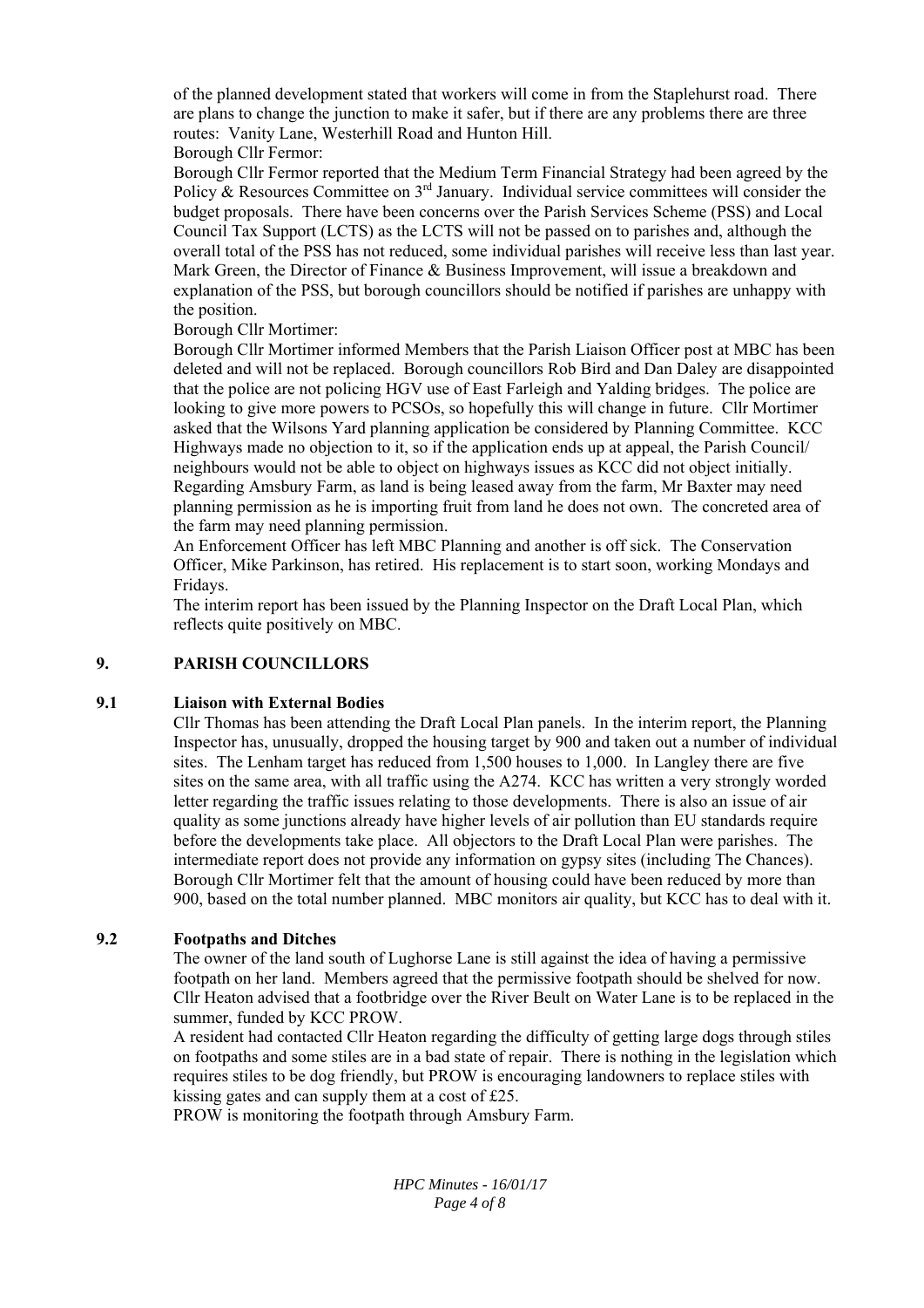of the planned development stated that workers will come in from the Staplehurst road. There are plans to change the junction to make it safer, but if there are any problems there are three routes: Vanity Lane, Westerhill Road and Hunton Hill.

Borough Cllr Fermor:

Borough Cllr Fermor reported that the Medium Term Financial Strategy had been agreed by the Policy & Resources Committee on 3rd January. Individual service committees will consider the budget proposals. There have been concerns over the Parish Services Scheme (PSS) and Local Council Tax Support (LCTS) as the LCTS will not be passed on to parishes and, although the overall total of the PSS has not reduced, some individual parishes will receive less than last year. Mark Green, the Director of Finance & Business Improvement, will issue a breakdown and explanation of the PSS, but borough councillors should be notified if parishes are unhappy with the position.

Borough Cllr Mortimer:

Borough Cllr Mortimer informed Members that the Parish Liaison Officer post at MBC has been deleted and will not be replaced. Borough councillors Rob Bird and Dan Daley are disappointed that the police are not policing HGV use of East Farleigh and Yalding bridges. The police are looking to give more powers to PCSOs, so hopefully this will change in future. Cllr Mortimer asked that the Wilsons Yard planning application be considered by Planning Committee. KCC Highways made no objection to it, so if the application ends up at appeal, the Parish Council/ neighbours would not be able to object on highways issues as KCC did not object initially. Regarding Amsbury Farm, as land is being leased away from the farm, Mr Baxter may need planning permission as he is importing fruit from land he does not own. The concreted area of the farm may need planning permission.

An Enforcement Officer has left MBC Planning and another is off sick. The Conservation Officer, Mike Parkinson, has retired. His replacement is to start soon, working Mondays and Fridays.

The interim report has been issued by the Planning Inspector on the Draft Local Plan, which reflects quite positively on MBC.

## 9. PARISH COUNCILLORS

### 9.1 Liaison with External Bodies

Cllr Thomas has been attending the Draft Local Plan panels. In the interim report, the Planning Inspector has, unusually, dropped the housing target by 900 and taken out a number of individual sites. The Lenham target has reduced from 1,500 houses to 1,000. In Langley there are five sites on the same area, with all traffic using the A274. KCC has written a very strongly worded letter regarding the traffic issues relating to those developments. There is also an issue of air quality as some junctions already have higher levels of air pollution than EU standards require before the developments take place. All objectors to the Draft Local Plan were parishes. The intermediate report does not provide any information on gypsy sites (including The Chances). Borough Cllr Mortimer felt that the amount of housing could have been reduced by more than 900, based on the total number planned. MBC monitors air quality, but KCC has to deal with it.

### 9.2 Footpaths and Ditches

The owner of the land south of Lughorse Lane is still against the idea of having a permissive footpath on her land. Members agreed that the permissive footpath should be shelved for now. Cllr Heaton advised that a footbridge over the River Beult on Water Lane is to be replaced in the summer, funded by KCC PROW.

A resident had contacted Cllr Heaton regarding the difficulty of getting large dogs through stiles on footpaths and some stiles are in a bad state of repair. There is nothing in the legislation which requires stiles to be dog friendly, but PROW is encouraging landowners to replace stiles with kissing gates and can supply them at a cost of £25.

PROW is monitoring the footpath through Amsbury Farm.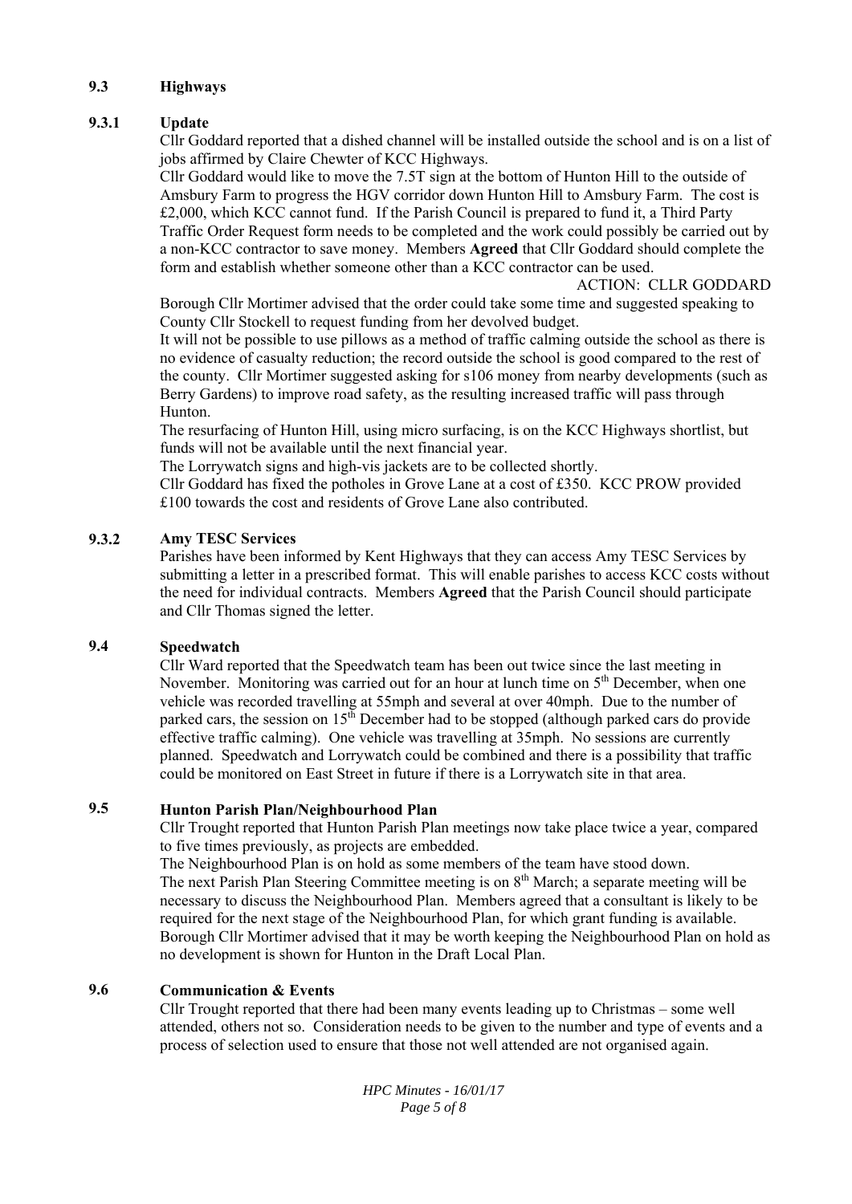## 9.3 Highways

### 9.3.1 Update

Cllr Goddard reported that a dished channel will be installed outside the school and is on a list of jobs affirmed by Claire Chewter of KCC Highways.

Cllr Goddard would like to move the 7.5T sign at the bottom of Hunton Hill to the outside of Amsbury Farm to progress the HGV corridor down Hunton Hill to Amsbury Farm. The cost is £2,000, which KCC cannot fund. If the Parish Council is prepared to fund it, a Third Party Traffic Order Request form needs to be completed and the work could possibly be carried out by a non-KCC contractor to save money. Members **Agreed** that Cllr Goddard should complete the form and establish whether someone other than a KCC contractor can be used.

ACTION: CLLR GODDARD

Borough Cllr Mortimer advised that the order could take some time and suggested speaking to County Cllr Stockell to request funding from her devolved budget.

It will not be possible to use pillows as a method of traffic calming outside the school as there is no evidence of casualty reduction; the record outside the school is good compared to the rest of the county. Cllr Mortimer suggested asking for s106 money from nearby developments (such as Berry Gardens) to improve road safety, as the resulting increased traffic will pass through Hunton.

The resurfacing of Hunton Hill, using micro surfacing, is on the KCC Highways shortlist, but funds will not be available until the next financial year.

The Lorrywatch signs and high-vis jackets are to be collected shortly.

Cllr Goddard has fixed the potholes in Grove Lane at a cost of £350. KCC PROW provided £100 towards the cost and residents of Grove Lane also contributed.

### 9.3.2 Amy TESC Services

Parishes have been informed by Kent Highways that they can access Amy TESC Services by submitting a letter in a prescribed format. This will enable parishes to access KCC costs without the need for individual contracts. Members **Agreed** that the Parish Council should participate and Cllr Thomas signed the letter.

## 9.4 Speedwatch

Cllr Ward reported that the Speedwatch team has been out twice since the last meeting in November. Monitoring was carried out for an hour at lunch time on 5th December, when one vehicle was recorded travelling at 55mph and several at over 40mph. Due to the number of parked cars, the session on 15th December had to be stopped (although parked cars do provide effective traffic calming). One vehicle was travelling at 35mph. No sessions are currently planned. Speedwatch and Lorrywatch could be combined and there is a possibility that traffic could be monitored on East Street in future if there is a Lorrywatch site in that area.

## 9.5 Hunton Parish Plan/Neighbourhood Plan

Cllr Trought reported that Hunton Parish Plan meetings now take place twice a year, compared to five times previously, as projects are embedded.

The Neighbourhood Plan is on hold as some members of the team have stood down.

The next Parish Plan Steering Committee meeting is on 8th March; a separate meeting will be necessary to discuss the Neighbourhood Plan. Members agreed that a consultant is likely to be required for the next stage of the Neighbourhood Plan, for which grant funding is available. Borough Cllr Mortimer advised that it may be worth keeping the Neighbourhood Plan on hold as no development is shown for Hunton in the Draft Local Plan.

## 9.6 Communication & Events

Cllr Trought reported that there had been many events leading up to Christmas – some well attended, others not so. Consideration needs to be given to the number and type of events and a process of selection used to ensure that those not well attended are not organised again.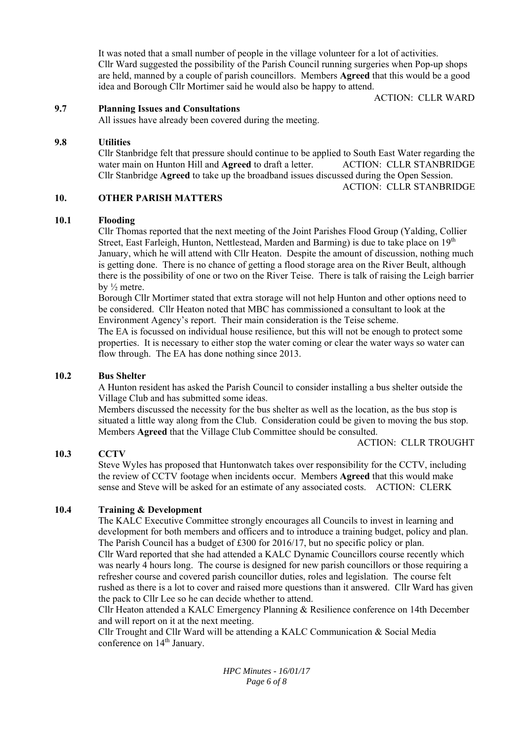It was noted that a small number of people in the village volunteer for a lot of activities. Cllr Ward suggested the possibility of the Parish Council running surgeries when Pop-up shops are held, manned by a couple of parish councillors. Members **Agreed** that this would be a good idea and Borough Cllr Mortimer said he would also be happy to attend.

ACTION: CLLR WARD

### 9.7 Planning Issues and Consultations

All issues have already been covered during the meeting.

### 9.8 Utilities

Cllr Stanbridge felt that pressure should continue to be applied to South East Water regarding the water main on Hunton Hill and **Agreed** to draft a letter. ACTION: CLLR STANBRIDGE

Cllr Stanbridge **Agreed** to take up the broadband issues discussed during the Open Session.

ACTION: CLLR STANBRIDGE

## 10. OTHER PARISH MATTERS

### 10.1 Flooding

Cllr Thomas reported that the next meeting of the Joint Parishes Flood Group (Yalding, Collier Street, East Farleigh, Hunton, Nettlestead, Marden and Barming) is due to take place on 19th January, which he will attend with Cllr Heaton. Despite the amount of discussion, nothing much is getting done. There is no chance of getting a flood storage area on the River Beult, although there is the possibility of one or two on the River Teise. There is talk of raising the Leigh barrier by ½ metre.

Borough Cllr Mortimer stated that extra storage will not help Hunton and other options need to be considered. Cllr Heaton noted that MBC has commissioned a consultant to look at the Environment Agency's report. Their main consideration is the Teise scheme.

The EA is focussed on individual house resilience, but this will not be enough to protect some properties. It is necessary to either stop the water coming or clear the water ways so water can flow through. The EA has done nothing since 2013.

### 10.2 Bus Shelter

A Hunton resident has asked the Parish Council to consider installing a bus shelter outside the Village Club and has submitted some ideas.

Members discussed the necessity for the bus shelter as well as the location, as the bus stop is situated a little way along from the Club. Consideration could be given to moving the bus stop. Members **Agreed** that the Village Club Committee should be consulted.

ACTION: CLLR TROUGHT

### 10.3 CCTV

Steve Wyles has proposed that Huntonwatch takes over responsibility for the CCTV, including the review of CCTV footage when incidents occur. Members **Agreed** that this would make sense and Steve will be asked for an estimate of any associated costs. ACTION: CLERK

### 10.4 Training & Development

The KALC Executive Committee strongly encourages all Councils to invest in learning and development for both members and officers and to introduce a training budget, policy and plan. The Parish Council has a budget of £300 for 2016/17, but no specific policy or plan.

Cllr Ward reported that she had attended a KALC Dynamic Councillors course recently which was nearly 4 hours long. The course is designed for new parish councillors or those requiring a refresher course and covered parish councillor duties, roles and legislation. The course felt rushed as there is a lot to cover and raised more questions than it answered. Cllr Ward has given the pack to Cllr Lee so he can decide whether to attend.

Cllr Heaton attended a KALC Emergency Planning & Resilience conference on 14th December and will report on it at the next meeting.

Cllr Trought and Cllr Ward will be attending a KALC Communication & Social Media conference on 14th January.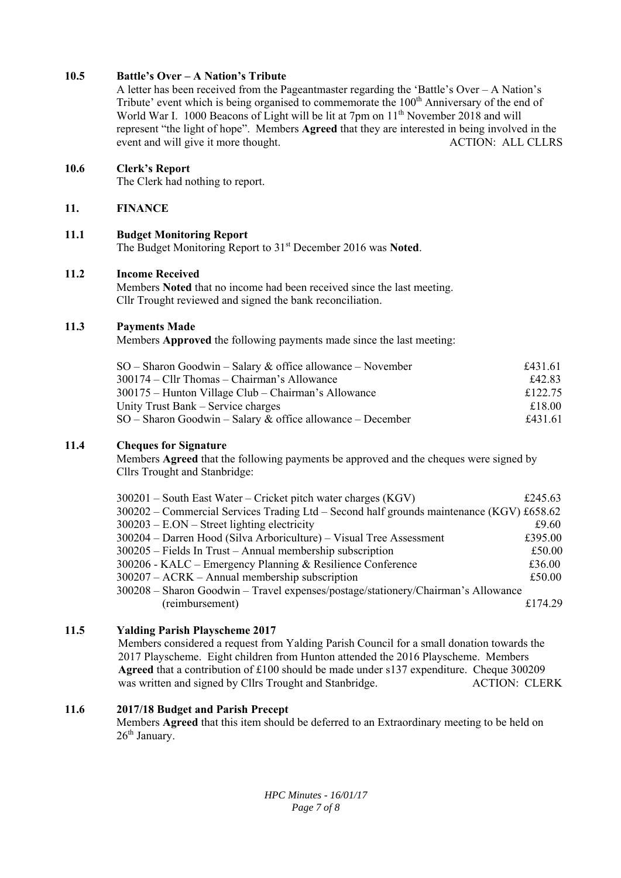**10.5 Battle's Over – A Nation's Tribute**

A letter has been received from the Pageantmaster regarding the 'Battle's Over – A Nation's Tribute' event which is being organised to commemorate the 100th Anniversary of the end of World War I. 1000 Beacons of Light will be lit at 7pm on 11th November 2018 and will represent "the light of hope". Members **Agreed** that they are interested in being involved in the event and will give it more thought. ACTION: ALL CLLRS

**10.6 Clerk's Report**

The Clerk had nothing to report.

**11. FINANCE**

**11.1 Budget Monitoring Report**

The Budget Monitoring Report to 31st December 2016 was **Noted**.

**11.2 Income Received**

Members **Noted** that no income had been received since the last meeting.
Cllr Trought reviewed and signed the bank reconciliation.

**11.3 Payments Made**

Members **Approved** the following payments made since the last meeting:

| | |
|---|---|
| SO – Sharon Goodwin – Salary & office allowance – November | £431.61 |
| 300174 – Cllr Thomas – Chairman's Allowance | £42.83 |
| 300175 – Hunton Village Club – Chairman's Allowance | £122.75 |
| Unity Trust Bank – Service charges | £18.00 |
| SO – Sharon Goodwin – Salary & office allowance – December | £431.61 |

**11.4 Cheques for Signature**

Members **Agreed** that the following payments be approved and the cheques were signed by Cllrs Trought and Stanbridge:

| | |
|---|---|
| 300201 – South East Water – Cricket pitch water charges (KGV) | £245.63 |
| 300202 – Commercial Services Trading Ltd – Second half grounds maintenance (KGV) | £658.62 |
| 300203 – E.ON – Street lighting electricity | £9.60 |
| 300204 – Darren Hood (Silva Arboriculture) – Visual Tree Assessment | £395.00 |
| 300205 – Fields In Trust – Annual membership subscription | £50.00 |
| 300206 - KALC – Emergency Planning & Resilience Conference | £36.00 |
| 300207 – ACRK – Annual membership subscription | £50.00 |
| 300208 – Sharon Goodwin – Travel expenses/postage/stationery/Chairman's Allowance (reimbursement) | £174.29 |

**11.5 Yalding Parish Playscheme 2017**

Members considered a request from Yalding Parish Council for a small donation towards the 2017 Playscheme. Eight children from Hunton attended the 2016 Playscheme. Members **Agreed** that a contribution of £100 should be made under s137 expenditure. Cheque 300209 was written and signed by Cllrs Trought and Stanbridge. ACTION: CLERK

**11.6 2017/18 Budget and Parish Precept**

Members **Agreed** that this item should be deferred to an Extraordinary meeting to be held on 26th January.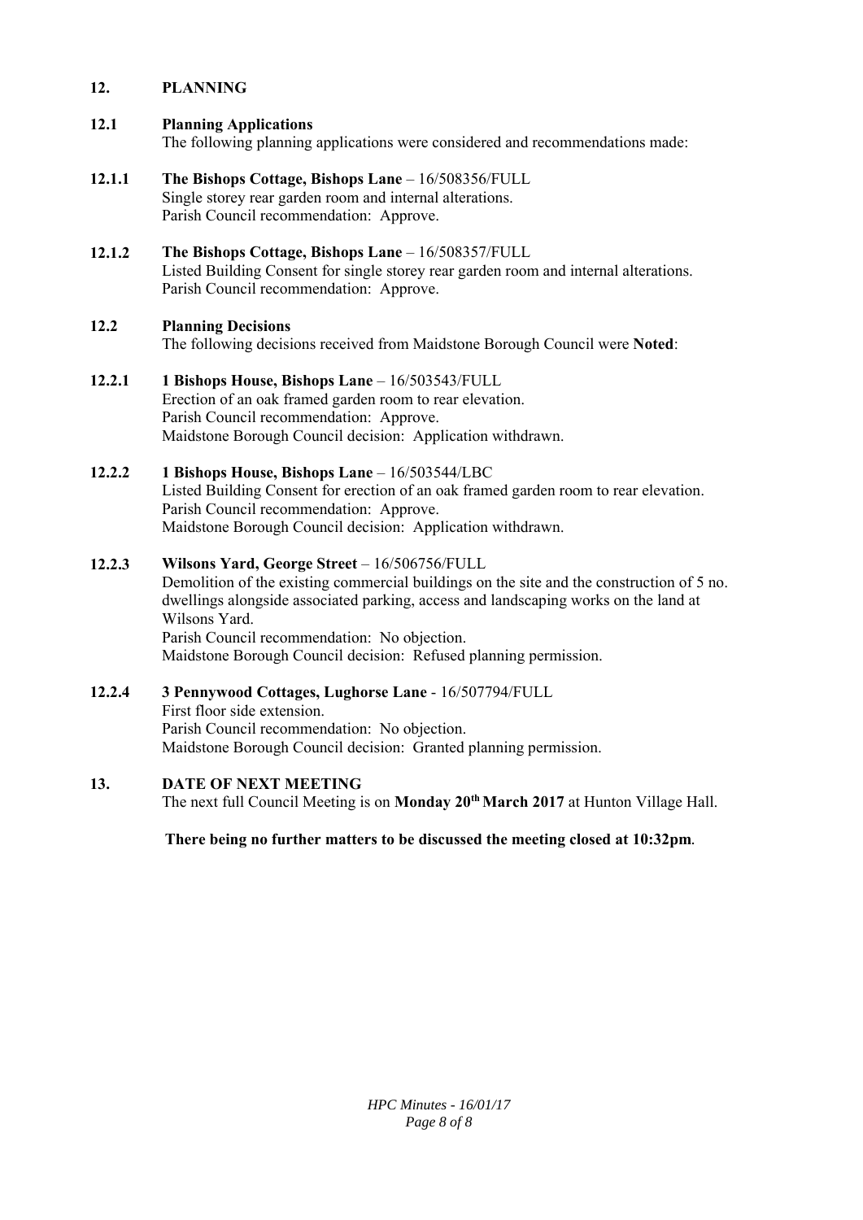## 12. PLANNING

### 12.1 Planning Applications

The following planning applications were considered and recommendations made:

**12.1.1 The Bishops Cottage, Bishops Lane** – 16/508356/FULL
Single storey rear garden room and internal alterations.
Parish Council recommendation: Approve.

**12.1.2 The Bishops Cottage, Bishops Lane** – 16/508357/FULL
Listed Building Consent for single storey rear garden room and internal alterations.
Parish Council recommendation: Approve.

### 12.2 Planning Decisions

The following decisions received from Maidstone Borough Council were **Noted**:

**12.2.1 1 Bishops House, Bishops Lane** – 16/503543/FULL
Erection of an oak framed garden room to rear elevation.
Parish Council recommendation: Approve.
Maidstone Borough Council decision: Application withdrawn.

**12.2.2 1 Bishops House, Bishops Lane** – 16/503544/LBC
Listed Building Consent for erection of an oak framed garden room to rear elevation.
Parish Council recommendation: Approve.
Maidstone Borough Council decision: Application withdrawn.

**12.2.3 Wilsons Yard, George Street** – 16/506756/FULL
Demolition of the existing commercial buildings on the site and the construction of 5 no. dwellings alongside associated parking, access and landscaping works on the land at Wilsons Yard.
Parish Council recommendation: No objection.
Maidstone Borough Council decision: Refused planning permission.

**12.2.4 3 Pennywood Cottages, Lughorse Lane** - 16/507794/FULL
First floor side extension.
Parish Council recommendation: No objection.
Maidstone Borough Council decision: Granted planning permission.

## 13. DATE OF NEXT MEETING

The next full Council Meeting is on **Monday 20th March 2017** at Hunton Village Hall.

**There being no further matters to be discussed the meeting closed at 10:32pm**.